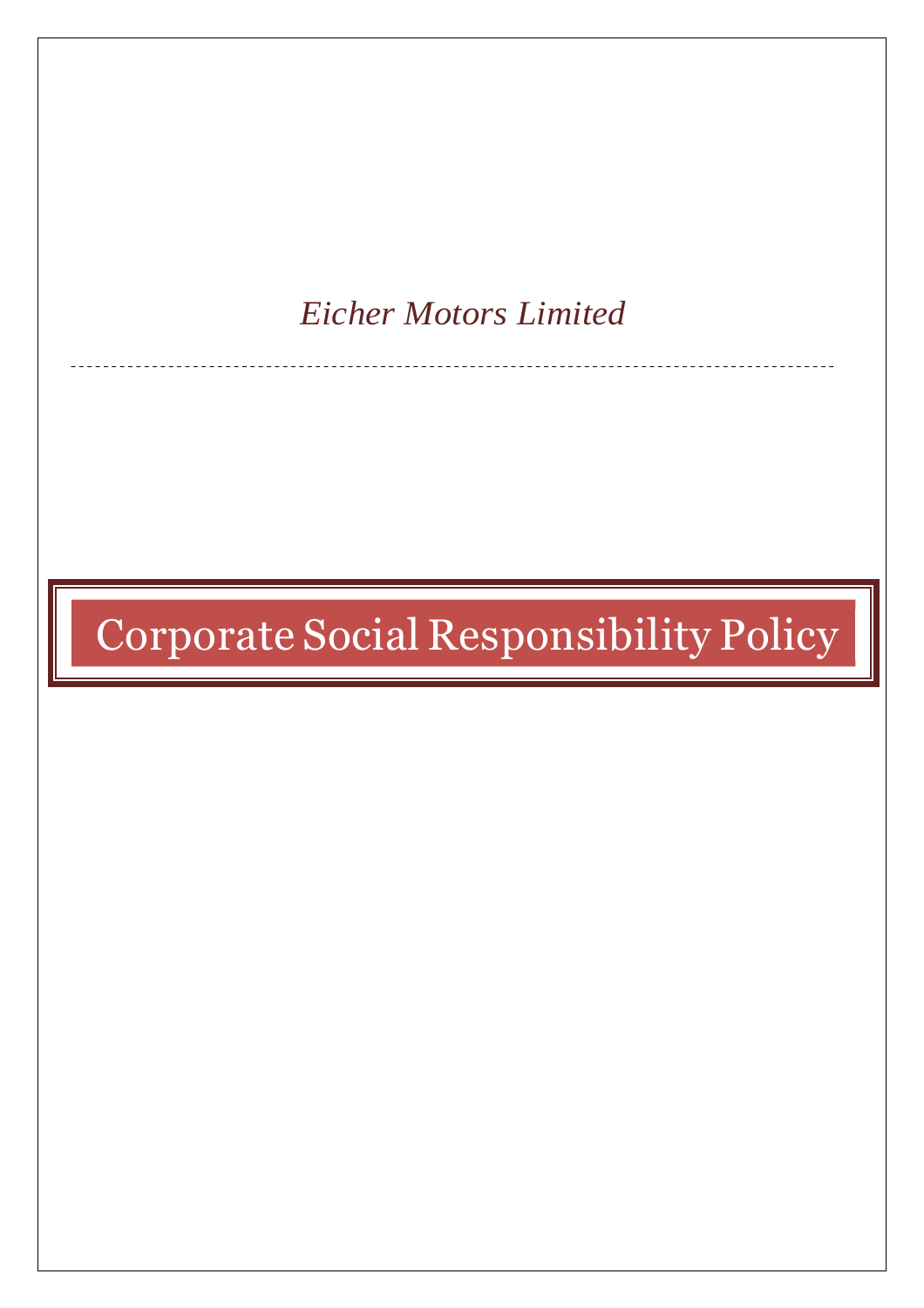*Eicher Motors Limited*

# Corporate Social Responsibility Policy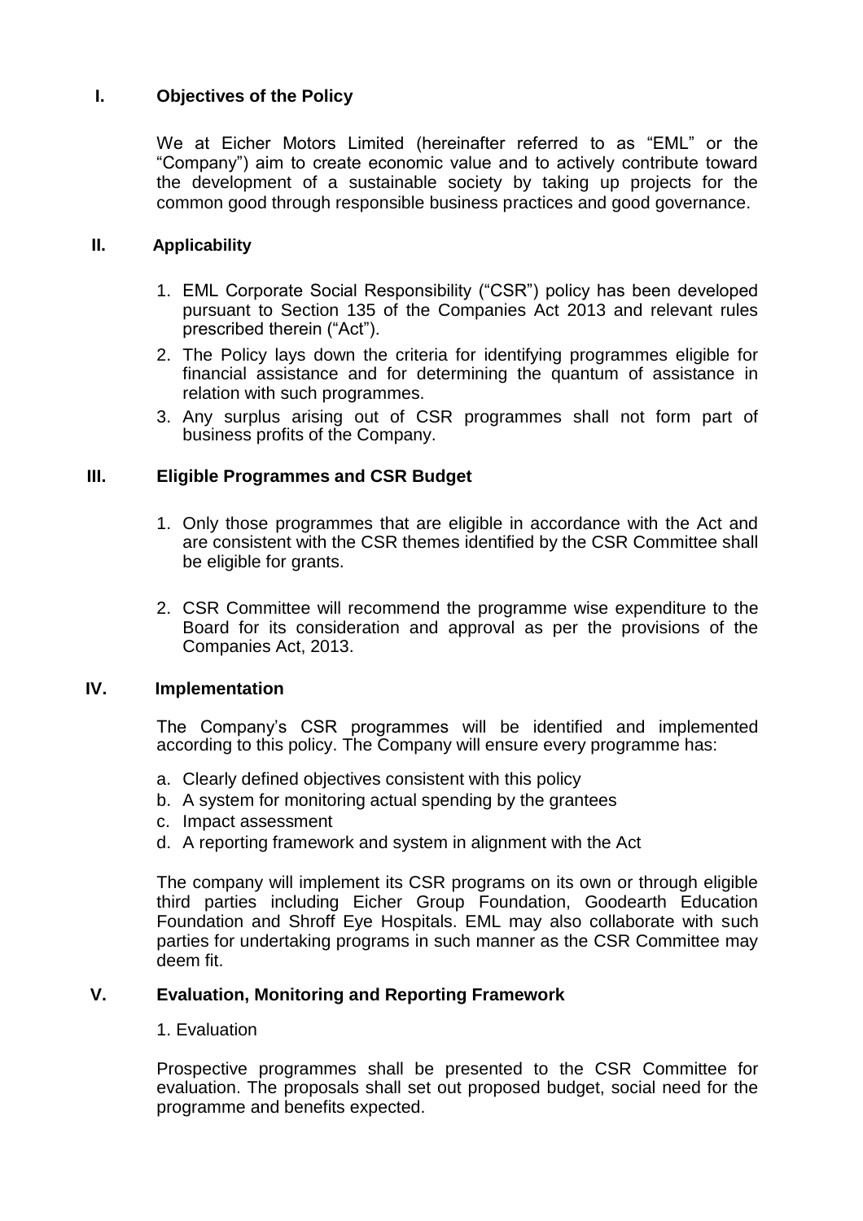## I. Objectives of the Policy

We at Eicher Motors Limited (hereinafter referred to as "EML" or the "Company") aim to create economic value and to actively contribute toward the development of a sustainable society by taking up projects for the common good through responsible business practices and good governance.

## II. Applicability

1. EML Corporate Social Responsibility ("CSR") policy has been developed pursuant to Section 135 of the Companies Act 2013 and relevant rules prescribed therein ("Act").
2. The Policy lays down the criteria for identifying programmes eligible for financial assistance and for determining the quantum of assistance in relation with such programmes.
3. Any surplus arising out of CSR programmes shall not form part of business profits of the Company.

## III. Eligible Programmes and CSR Budget

1. Only those programmes that are eligible in accordance with the Act and are consistent with the CSR themes identified by the CSR Committee shall be eligible for grants.
2. CSR Committee will recommend the programme wise expenditure to the Board for its consideration and approval as per the provisions of the Companies Act, 2013.

## IV. Implementation

The Company's CSR programmes will be identified and implemented according to this policy. The Company will ensure every programme has:

a. Clearly defined objectives consistent with this policy
b. A system for monitoring actual spending by the grantees
c. Impact assessment
d. A reporting framework and system in alignment with the Act

The company will implement its CSR programs on its own or through eligible third parties including Eicher Group Foundation, Goodearth Education Foundation and Shroff Eye Hospitals. EML may also collaborate with such parties for undertaking programs in such manner as the CSR Committee may deem fit.

## V. Evaluation, Monitoring and Reporting Framework

1. Evaluation

Prospective programmes shall be presented to the CSR Committee for evaluation. The proposals shall set out proposed budget, social need for the programme and benefits expected.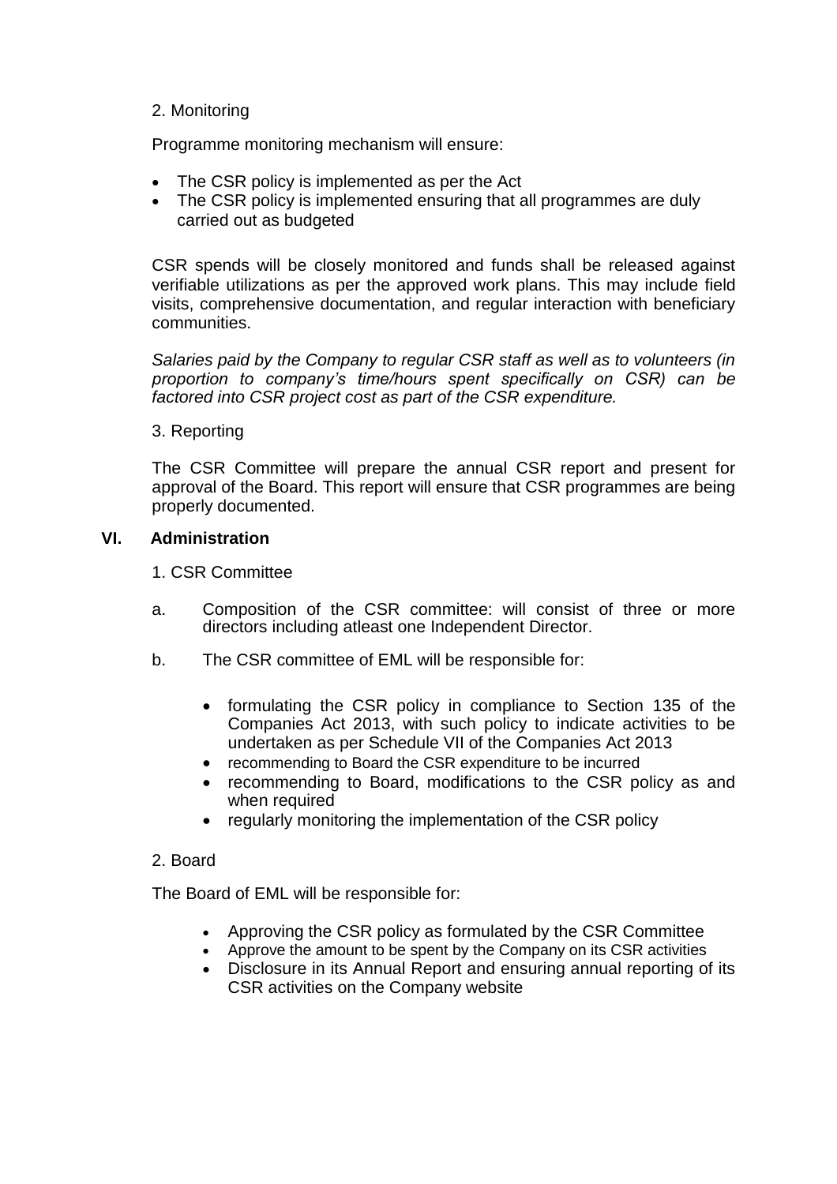2. Monitoring

Programme monitoring mechanism will ensure:

- The CSR policy is implemented as per the Act
- The CSR policy is implemented ensuring that all programmes are duly carried out as budgeted

CSR spends will be closely monitored and funds shall be released against verifiable utilizations as per the approved work plans. This may include field visits, comprehensive documentation, and regular interaction with beneficiary communities.

*Salaries paid by the Company to regular CSR staff as well as to volunteers (in proportion to company's time/hours spent specifically on CSR) can be factored into CSR project cost as part of the CSR expenditure.*

3. Reporting

The CSR Committee will prepare the annual CSR report and present for approval of the Board. This report will ensure that CSR programmes are being properly documented.

## VI. Administration

1. CSR Committee

a. Composition of the CSR committee: will consist of three or more directors including atleast one Independent Director.

b. The CSR committee of EML will be responsible for:

- formulating the CSR policy in compliance to Section 135 of the Companies Act 2013, with such policy to indicate activities to be undertaken as per Schedule VII of the Companies Act 2013
- recommending to Board the CSR expenditure to be incurred
- recommending to Board, modifications to the CSR policy as and when required
- regularly monitoring the implementation of the CSR policy

2. Board

The Board of EML will be responsible for:

- Approving the CSR policy as formulated by the CSR Committee
- Approve the amount to be spent by the Company on its CSR activities
- Disclosure in its Annual Report and ensuring annual reporting of its CSR activities on the Company website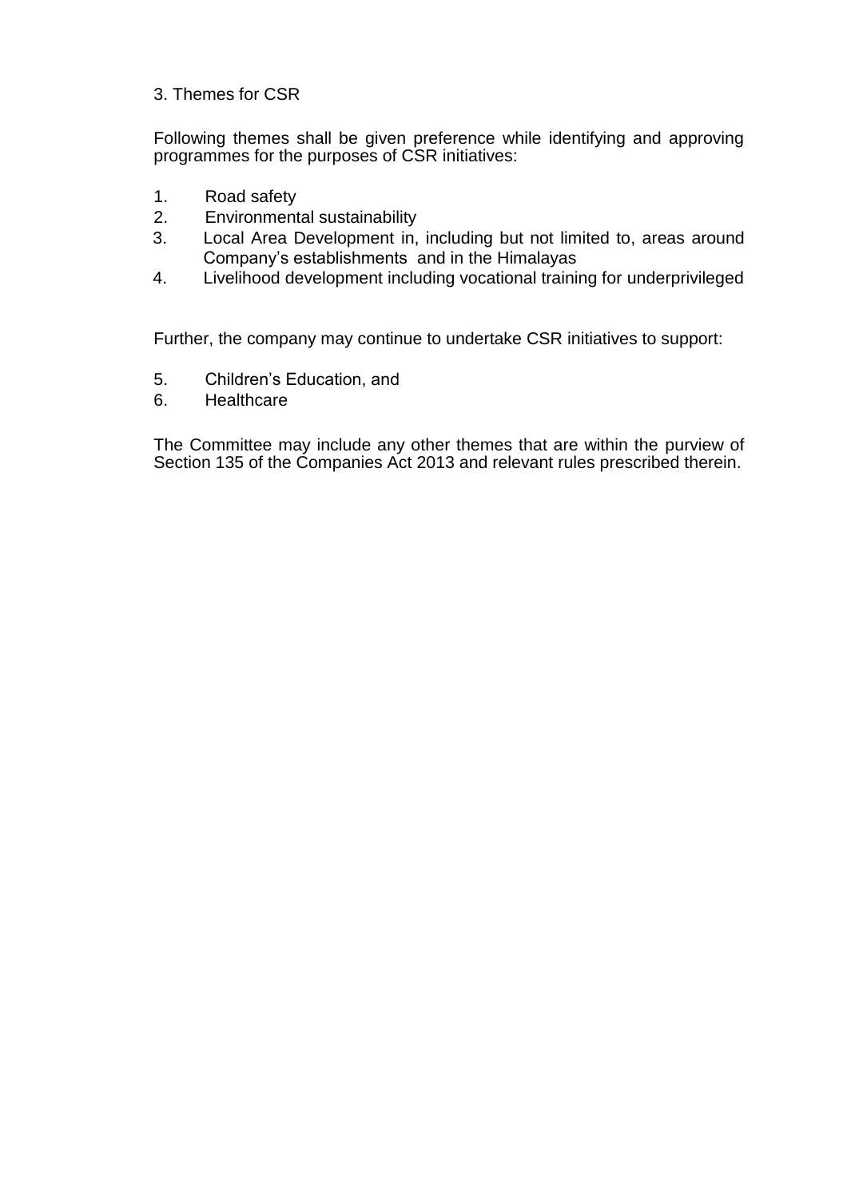## 3. Themes for CSR

Following themes shall be given preference while identifying and approving programmes for the purposes of CSR initiatives:

1. Road safety
2. Environmental sustainability
3. Local Area Development in, including but not limited to, areas around Company's establishments and in the Himalayas
4. Livelihood development including vocational training for underprivileged

Further, the company may continue to undertake CSR initiatives to support:

5. Children's Education, and
6. Healthcare

The Committee may include any other themes that are within the purview of Section 135 of the Companies Act 2013 and relevant rules prescribed therein.